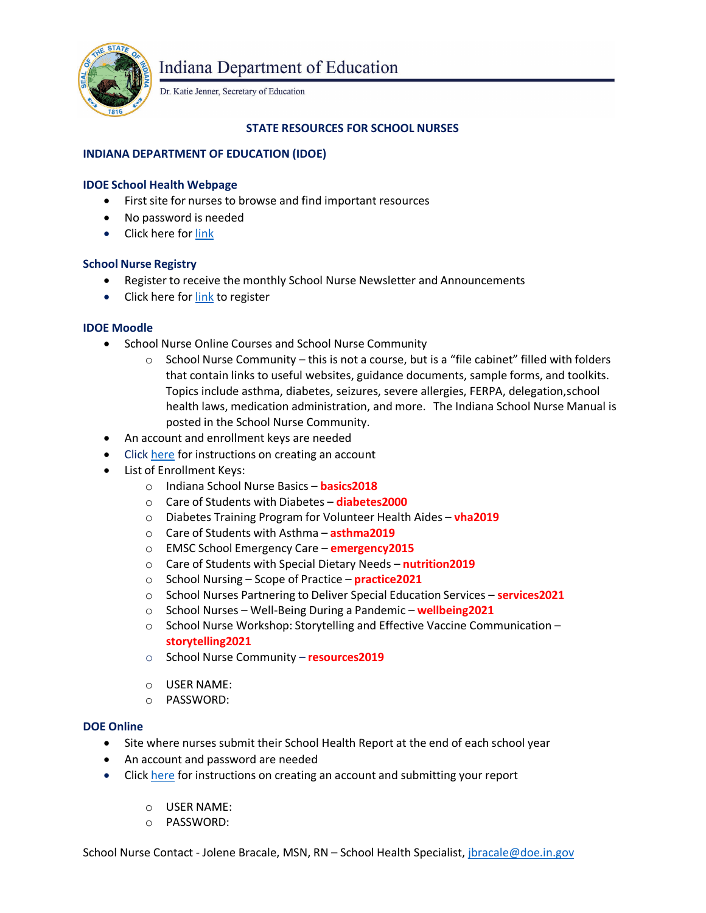Indiana Department of Education

Dr. Katie Jenner, Secretary of Education

## STATE RESOURCES FOR SCHOOL NURSES

## INDIANA DEPARTMENT OF EDUCATION (IDOE)

### IDOE School Health Webpage

- First site for nurses to browse and find important resources
- No password is needed
- Click here for link

### School Nurse Registry

- Register to receive the monthly School Nurse Newsletter and Announcements
- Click here for link to register

### IDOE Moodle

- School Nurse Online Courses and School Nurse Community
  - School Nurse Community – this is not a course, but is a "file cabinet" filled with folders that contain links to useful websites, guidance documents, sample forms, and toolkits. Topics include asthma, diabetes, seizures, severe allergies, FERPA, delegation,school health laws, medication administration, and more. The Indiana School Nurse Manual is posted in the School Nurse Community.
- An account and enrollment keys are needed
- Click here for instructions on creating an account
- List of Enrollment Keys:
  - Indiana School Nurse Basics – **basics2018**
  - Care of Students with Diabetes – **diabetes2000**
  - Diabetes Training Program for Volunteer Health Aides – **vha2019**
  - Care of Students with Asthma – **asthma2019**
  - EMSC School Emergency Care – **emergency2015**
  - Care of Students with Special Dietary Needs – **nutrition2019**
  - School Nursing – Scope of Practice – **practice2021**
  - School Nurses Partnering to Deliver Special Education Services – **services2021**
  - School Nurses – Well-Being During a Pandemic – **wellbeing2021**
  - School Nurse Workshop: Storytelling and Effective Vaccine Communication – **storytelling2021**
  - School Nurse Community – **resources2019**

  - USER NAME:
  - PASSWORD:

### DOE Online

- Site where nurses submit their School Health Report at the end of each school year
- An account and password are needed
- Click here for instructions on creating an account and submitting your report

  - USER NAME:
  - PASSWORD:

School Nurse Contact - Jolene Bracale, MSN, RN – School Health Specialist, jbracale@doe.in.gov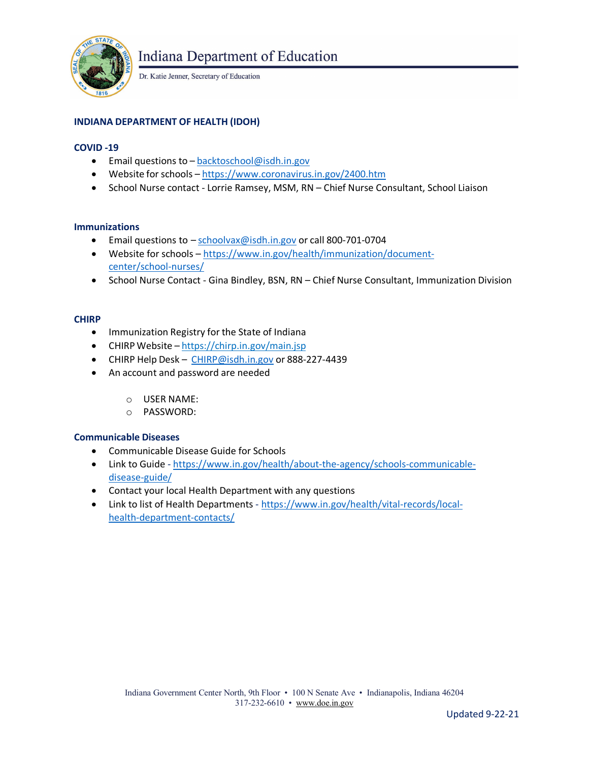## INDIANA DEPARTMENT OF HEALTH (IDOH)

### COVID -19

- Email questions to – backtoschool@isdh.in.gov
- Website for schools – https://www.coronavirus.in.gov/2400.htm
- School Nurse contact - Lorrie Ramsey, MSM, RN – Chief Nurse Consultant, School Liaison

### Immunizations

- Email questions to – schoolvax@isdh.in.gov or call 800-701-0704
- Website for schools – https://www.in.gov/health/immunization/document-center/school-nurses/
- School Nurse Contact - Gina Bindley, BSN, RN – Chief Nurse Consultant, Immunization Division

### CHIRP

- Immunization Registry for the State of Indiana
- CHIRP Website – https://chirp.in.gov/main.jsp
- CHIRP Help Desk – CHIRP@isdh.in.gov or 888-227-4439
- An account and password are needed
  - USER NAME:
  - PASSWORD:

### Communicable Diseases

- Communicable Disease Guide for Schools
- Link to Guide - https://www.in.gov/health/about-the-agency/schools-communicable-disease-guide/
- Contact your local Health Department with any questions
- Link to list of Health Departments - https://www.in.gov/health/vital-records/local-health-department-contacts/

Updated 9-22-21